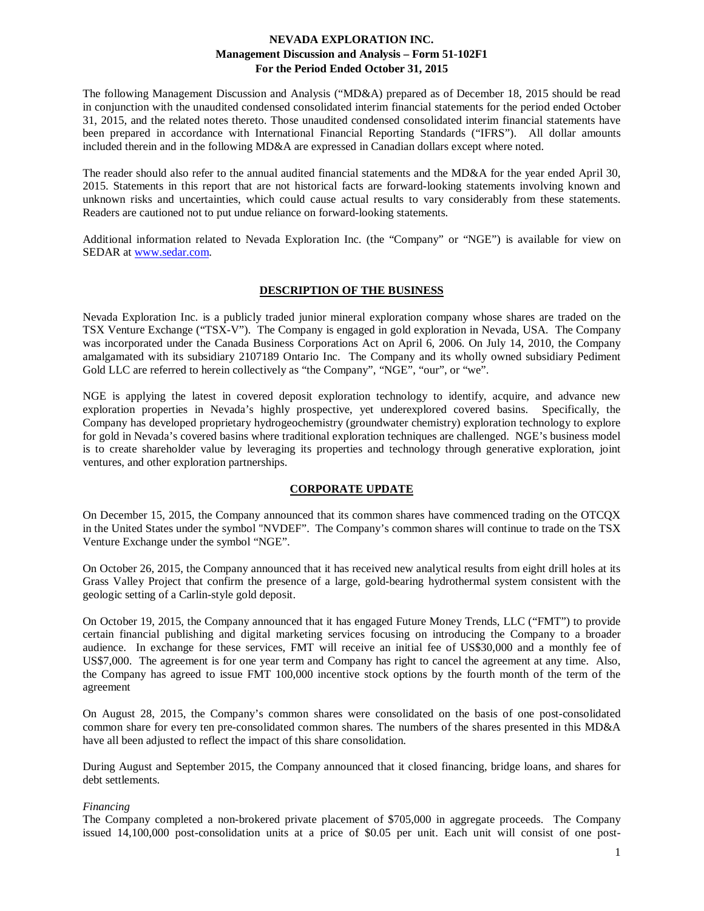# NEVADA EXPLORATION INC.
## Management Discussion and Analysis – Form 51-102F1
## For the Period Ended October 31, 2015

The following Management Discussion and Analysis ("MD&A) prepared as of December 18, 2015 should be read in conjunction with the unaudited condensed consolidated interim financial statements for the period ended October 31, 2015, and the related notes thereto. Those unaudited condensed consolidated interim financial statements have been prepared in accordance with International Financial Reporting Standards ("IFRS"). All dollar amounts included therein and in the following MD&A are expressed in Canadian dollars except where noted.

The reader should also refer to the annual audited financial statements and the MD&A for the year ended April 30, 2015. Statements in this report that are not historical facts are forward-looking statements involving known and unknown risks and uncertainties, which could cause actual results to vary considerably from these statements. Readers are cautioned not to put undue reliance on forward-looking statements.

Additional information related to Nevada Exploration Inc. (the "Company" or "NGE") is available for view on SEDAR at www.sedar.com.

## DESCRIPTION OF THE BUSINESS

Nevada Exploration Inc. is a publicly traded junior mineral exploration company whose shares are traded on the TSX Venture Exchange ("TSX-V"). The Company is engaged in gold exploration in Nevada, USA. The Company was incorporated under the Canada Business Corporations Act on April 6, 2006. On July 14, 2010, the Company amalgamated with its subsidiary 2107189 Ontario Inc. The Company and its wholly owned subsidiary Pediment Gold LLC are referred to herein collectively as "the Company", "NGE", "our", or "we".

NGE is applying the latest in covered deposit exploration technology to identify, acquire, and advance new exploration properties in Nevada's highly prospective, yet underexplored covered basins. Specifically, the Company has developed proprietary hydrogeochemistry (groundwater chemistry) exploration technology to explore for gold in Nevada's covered basins where traditional exploration techniques are challenged. NGE's business model is to create shareholder value by leveraging its properties and technology through generative exploration, joint ventures, and other exploration partnerships.

## CORPORATE UPDATE

On December 15, 2015, the Company announced that its common shares have commenced trading on the OTCQX in the United States under the symbol "NVDEF". The Company's common shares will continue to trade on the TSX Venture Exchange under the symbol "NGE".

On October 26, 2015, the Company announced that it has received new analytical results from eight drill holes at its Grass Valley Project that confirm the presence of a large, gold-bearing hydrothermal system consistent with the geologic setting of a Carlin-style gold deposit.

On October 19, 2015, the Company announced that it has engaged Future Money Trends, LLC ("FMT") to provide certain financial publishing and digital marketing services focusing on introducing the Company to a broader audience. In exchange for these services, FMT will receive an initial fee of US$30,000 and a monthly fee of US$7,000. The agreement is for one year term and Company has right to cancel the agreement at any time. Also, the Company has agreed to issue FMT 100,000 incentive stock options by the fourth month of the term of the agreement

On August 28, 2015, the Company's common shares were consolidated on the basis of one post-consolidated common share for every ten pre-consolidated common shares. The numbers of the shares presented in this MD&A have all been adjusted to reflect the impact of this share consolidation.

During August and September 2015, the Company announced that it closed financing, bridge loans, and shares for debt settlements.

*Financing*
The Company completed a non-brokered private placement of $705,000 in aggregate proceeds. The Company issued 14,100,000 post-consolidation units at a price of $0.05 per unit. Each unit will consist of one post-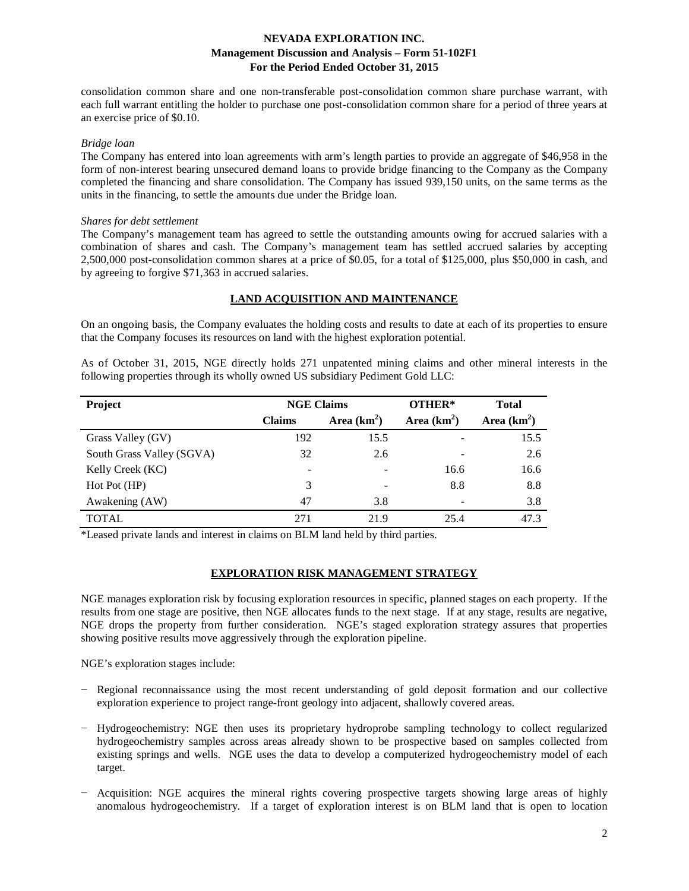consolidation common share and one non-transferable post-consolidation common share purchase warrant, with each full warrant entitling the holder to purchase one post-consolidation common share for a period of three years at an exercise price of $0.10.

*Bridge loan*

The Company has entered into loan agreements with arm's length parties to provide an aggregate of $46,958 in the form of non-interest bearing unsecured demand loans to provide bridge financing to the Company as the Company completed the financing and share consolidation. The Company has issued 939,150 units, on the same terms as the units in the financing, to settle the amounts due under the Bridge loan.

*Shares for debt settlement*

The Company's management team has agreed to settle the outstanding amounts owing for accrued salaries with a combination of shares and cash. The Company's management team has settled accrued salaries by accepting 2,500,000 post-consolidation common shares at a price of $0.05, for a total of $125,000, plus $50,000 in cash, and by agreeing to forgive $71,363 in accrued salaries.

## LAND ACQUISITION AND MAINTENANCE

On an ongoing basis, the Company evaluates the holding costs and results to date at each of its properties to ensure that the Company focuses its resources on land with the highest exploration potential.

As of October 31, 2015, NGE directly holds 271 unpatented mining claims and other mineral interests in the following properties through its wholly owned US subsidiary Pediment Gold LLC:

| Project | NGE Claims | | OTHER* | Total |
|---|---|---|---|---|
| | Claims | Area (km$^2$) | Area (km$^2$) | Area (km$^2$) |
| Grass Valley (GV) | 192 | 15.5 | - | 15.5 |
| South Grass Valley (SGVA) | 32 | 2.6 | - | 2.6 |
| Kelly Creek (KC) | - | - | 16.6 | 16.6 |
| Hot Pot (HP) | 3 | - | 8.8 | 8.8 |
| Awakening (AW) | 47 | 3.8 | - | 3.8 |
| TOTAL | 271 | 21.9 | 25.4 | 47.3 |

*Leased private lands and interest in claims on BLM land held by third parties.

## EXPLORATION RISK MANAGEMENT STRATEGY

NGE manages exploration risk by focusing exploration resources in specific, planned stages on each property. If the results from one stage are positive, then NGE allocates funds to the next stage. If at any stage, results are negative, NGE drops the property from further consideration. NGE's staged exploration strategy assures that properties showing positive results move aggressively through the exploration pipeline.

NGE's exploration stages include:

- Regional reconnaissance using the most recent understanding of gold deposit formation and our collective exploration experience to project range-front geology into adjacent, shallowly covered areas.
- Hydrogeochemistry: NGE then uses its proprietary hydroprobe sampling technology to collect regularized hydrogeochemistry samples across areas already shown to be prospective based on samples collected from existing springs and wells. NGE uses the data to develop a computerized hydrogeochemistry model of each target.
- Acquisition: NGE acquires the mineral rights covering prospective targets showing large areas of highly anomalous hydrogeochemistry. If a target of exploration interest is on BLM land that is open to location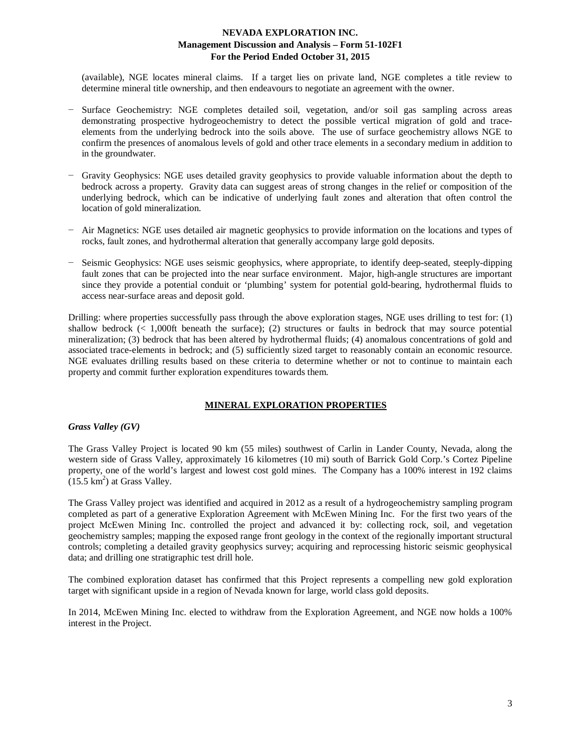(available), NGE locates mineral claims. If a target lies on private land, NGE completes a title review to determine mineral title ownership, and then endeavours to negotiate an agreement with the owner.

- Surface Geochemistry: NGE completes detailed soil, vegetation, and/or soil gas sampling across areas demonstrating prospective hydrogeochemistry to detect the possible vertical migration of gold and trace-elements from the underlying bedrock into the soils above. The use of surface geochemistry allows NGE to confirm the presences of anomalous levels of gold and other trace elements in a secondary medium in addition to in the groundwater.

- Gravity Geophysics: NGE uses detailed gravity geophysics to provide valuable information about the depth to bedrock across a property. Gravity data can suggest areas of strong changes in the relief or composition of the underlying bedrock, which can be indicative of underlying fault zones and alteration that often control the location of gold mineralization.

- Air Magnetics: NGE uses detailed air magnetic geophysics to provide information on the locations and types of rocks, fault zones, and hydrothermal alteration that generally accompany large gold deposits.

- Seismic Geophysics: NGE uses seismic geophysics, where appropriate, to identify deep-seated, steeply-dipping fault zones that can be projected into the near surface environment. Major, high-angle structures are important since they provide a potential conduit or 'plumbing' system for potential gold-bearing, hydrothermal fluids to access near-surface areas and deposit gold.

Drilling: where properties successfully pass through the above exploration stages, NGE uses drilling to test for: (1) shallow bedrock (< 1,000ft beneath the surface); (2) structures or faults in bedrock that may source potential mineralization; (3) bedrock that has been altered by hydrothermal fluids; (4) anomalous concentrations of gold and associated trace-elements in bedrock; and (5) sufficiently sized target to reasonably contain an economic resource. NGE evaluates drilling results based on these criteria to determine whether or not to continue to maintain each property and commit further exploration expenditures towards them.

## MINERAL EXPLORATION PROPERTIES

### *Grass Valley (GV)*

The Grass Valley Project is located 90 km (55 miles) southwest of Carlin in Lander County, Nevada, along the western side of Grass Valley, approximately 16 kilometres (10 mi) south of Barrick Gold Corp.'s Cortez Pipeline property, one of the world's largest and lowest cost gold mines. The Company has a 100% interest in 192 claims (15.5 $km^2$) at Grass Valley.

The Grass Valley project was identified and acquired in 2012 as a result of a hydrogeochemistry sampling program completed as part of a generative Exploration Agreement with McEwen Mining Inc. For the first two years of the project McEwen Mining Inc. controlled the project and advanced it by: collecting rock, soil, and vegetation geochemistry samples; mapping the exposed range front geology in the context of the regionally important structural controls; completing a detailed gravity geophysics survey; acquiring and reprocessing historic seismic geophysical data; and drilling one stratigraphic test drill hole.

The combined exploration dataset has confirmed that this Project represents a compelling new gold exploration target with significant upside in a region of Nevada known for large, world class gold deposits.

In 2014, McEwen Mining Inc. elected to withdraw from the Exploration Agreement, and NGE now holds a 100% interest in the Project.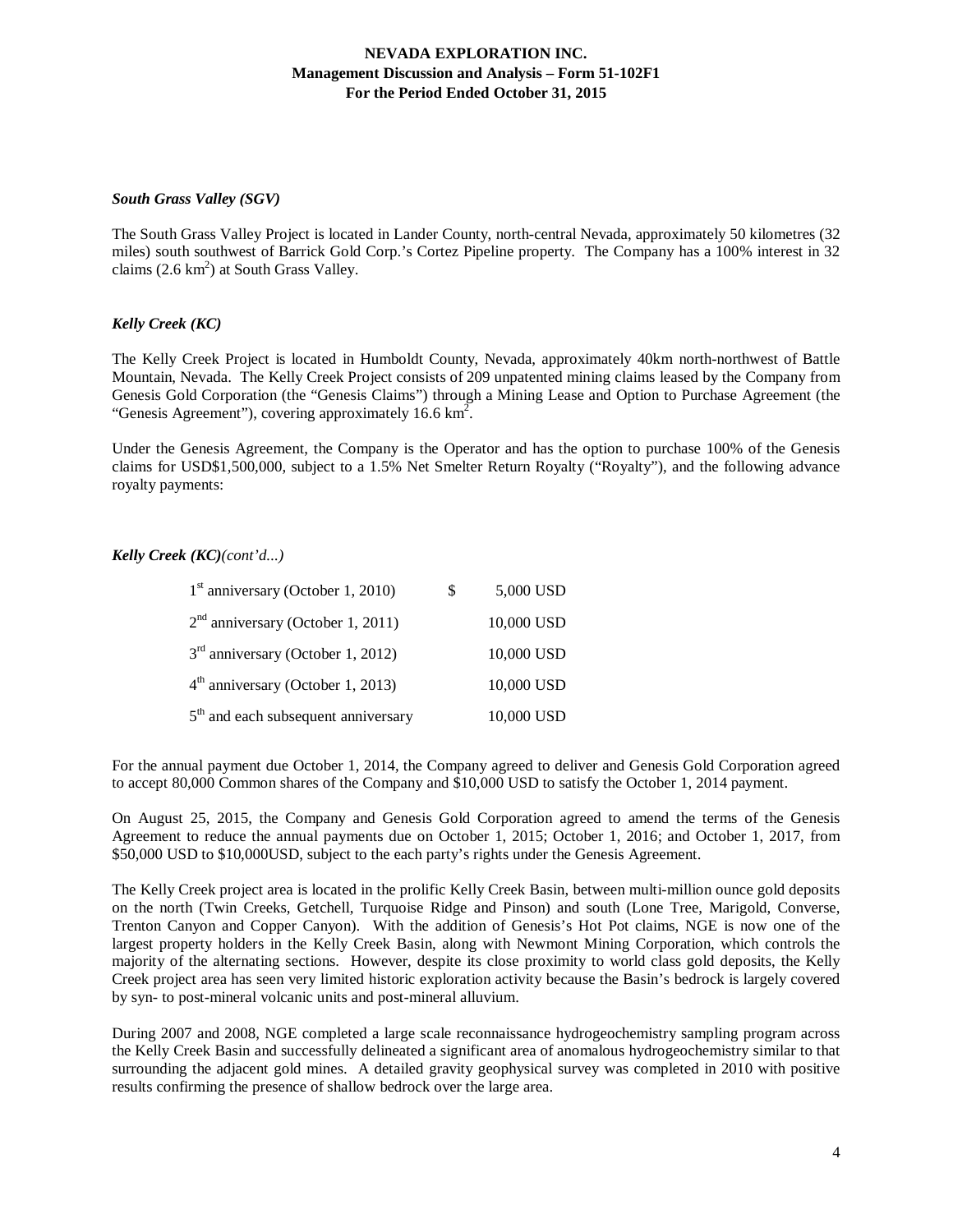### *South Grass Valley (SGV)*

The South Grass Valley Project is located in Lander County, north-central Nevada, approximately 50 kilometres (32 miles) south southwest of Barrick Gold Corp.'s Cortez Pipeline property. The Company has a 100% interest in 32 claims (2.6 $km^2$) at South Grass Valley.

### *Kelly Creek (KC)*

The Kelly Creek Project is located in Humboldt County, Nevada, approximately 40km north-northwest of Battle Mountain, Nevada. The Kelly Creek Project consists of 209 unpatented mining claims leased by the Company from Genesis Gold Corporation (the "Genesis Claims") through a Mining Lease and Option to Purchase Agreement (the "Genesis Agreement"), covering approximately 16.6 $km^2$.

Under the Genesis Agreement, the Company is the Operator and has the option to purchase 100% of the Genesis claims for USD$1,500,000, subject to a 1.5% Net Smelter Return Royalty ("Royalty"), and the following advance royalty payments:

### *Kelly Creek (KC)(cont'd...)*

| | | |
|---|---|---|
| 1st anniversary (October 1, 2010) | $ | 5,000 USD |
| 2nd anniversary (October 1, 2011) | | 10,000 USD |
| 3rd anniversary (October 1, 2012) | | 10,000 USD |
| 4th anniversary (October 1, 2013) | | 10,000 USD |
| 5th and each subsequent anniversary | | 10,000 USD |

For the annual payment due October 1, 2014, the Company agreed to deliver and Genesis Gold Corporation agreed to accept 80,000 Common shares of the Company and $10,000 USD to satisfy the October 1, 2014 payment.

On August 25, 2015, the Company and Genesis Gold Corporation agreed to amend the terms of the Genesis Agreement to reduce the annual payments due on October 1, 2015; October 1, 2016; and October 1, 2017, from $50,000 USD to $10,000USD, subject to the each party's rights under the Genesis Agreement.

The Kelly Creek project area is located in the prolific Kelly Creek Basin, between multi-million ounce gold deposits on the north (Twin Creeks, Getchell, Turquoise Ridge and Pinson) and south (Lone Tree, Marigold, Converse, Trenton Canyon and Copper Canyon). With the addition of Genesis's Hot Pot claims, NGE is now one of the largest property holders in the Kelly Creek Basin, along with Newmont Mining Corporation, which controls the majority of the alternating sections. However, despite its close proximity to world class gold deposits, the Kelly Creek project area has seen very limited historic exploration activity because the Basin's bedrock is largely covered by syn- to post-mineral volcanic units and post-mineral alluvium.

During 2007 and 2008, NGE completed a large scale reconnaissance hydrogeochemistry sampling program across the Kelly Creek Basin and successfully delineated a significant area of anomalous hydrogeochemistry similar to that surrounding the adjacent gold mines. A detailed gravity geophysical survey was completed in 2010 with positive results confirming the presence of shallow bedrock over the large area.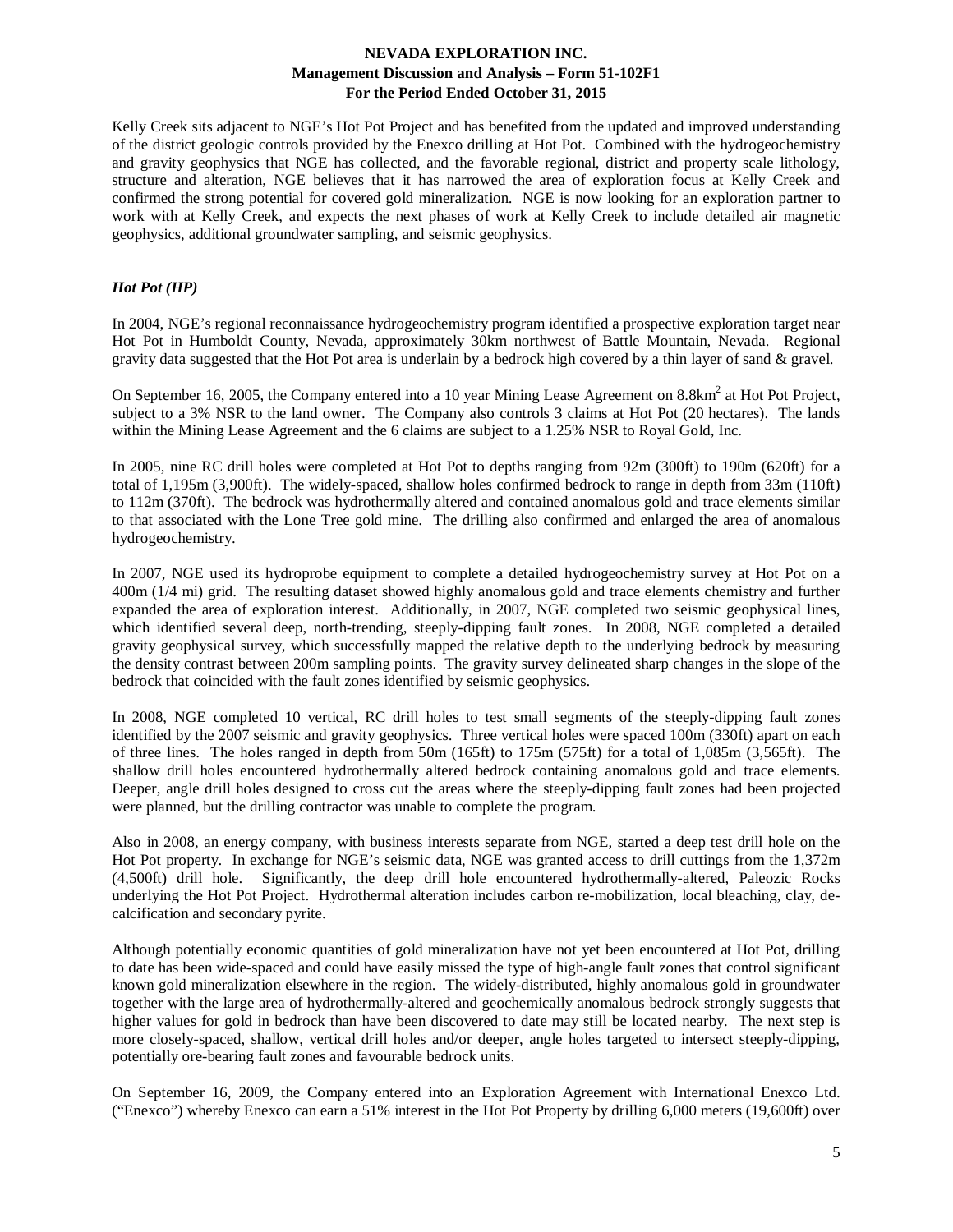Kelly Creek sits adjacent to NGE's Hot Pot Project and has benefited from the updated and improved understanding of the district geologic controls provided by the Enexco drilling at Hot Pot. Combined with the hydrogeochemistry and gravity geophysics that NGE has collected, and the favorable regional, district and property scale lithology, structure and alteration, NGE believes that it has narrowed the area of exploration focus at Kelly Creek and confirmed the strong potential for covered gold mineralization. NGE is now looking for an exploration partner to work with at Kelly Creek, and expects the next phases of work at Kelly Creek to include detailed air magnetic geophysics, additional groundwater sampling, and seismic geophysics.

### *Hot Pot (HP)*

In 2004, NGE's regional reconnaissance hydrogeochemistry program identified a prospective exploration target near Hot Pot in Humboldt County, Nevada, approximately 30km northwest of Battle Mountain, Nevada. Regional gravity data suggested that the Hot Pot area is underlain by a bedrock high covered by a thin layer of sand & gravel.

On September 16, 2005, the Company entered into a 10 year Mining Lease Agreement on 8.8km$^2$ at Hot Pot Project, subject to a 3% NSR to the land owner. The Company also controls 3 claims at Hot Pot (20 hectares). The lands within the Mining Lease Agreement and the 6 claims are subject to a 1.25% NSR to Royal Gold, Inc.

In 2005, nine RC drill holes were completed at Hot Pot to depths ranging from 92m (300ft) to 190m (620ft) for a total of 1,195m (3,900ft). The widely-spaced, shallow holes confirmed bedrock to range in depth from 33m (110ft) to 112m (370ft). The bedrock was hydrothermally altered and contained anomalous gold and trace elements similar to that associated with the Lone Tree gold mine. The drilling also confirmed and enlarged the area of anomalous hydrogeochemistry.

In 2007, NGE used its hydroprobe equipment to complete a detailed hydrogeochemistry survey at Hot Pot on a 400m (1/4 mi) grid. The resulting dataset showed highly anomalous gold and trace elements chemistry and further expanded the area of exploration interest. Additionally, in 2007, NGE completed two seismic geophysical lines, which identified several deep, north-trending, steeply-dipping fault zones. In 2008, NGE completed a detailed gravity geophysical survey, which successfully mapped the relative depth to the underlying bedrock by measuring the density contrast between 200m sampling points. The gravity survey delineated sharp changes in the slope of the bedrock that coincided with the fault zones identified by seismic geophysics.

In 2008, NGE completed 10 vertical, RC drill holes to test small segments of the steeply-dipping fault zones identified by the 2007 seismic and gravity geophysics. Three vertical holes were spaced 100m (330ft) apart on each of three lines. The holes ranged in depth from 50m (165ft) to 175m (575ft) for a total of 1,085m (3,565ft). The shallow drill holes encountered hydrothermally altered bedrock containing anomalous gold and trace elements. Deeper, angle drill holes designed to cross cut the areas where the steeply-dipping fault zones had been projected were planned, but the drilling contractor was unable to complete the program.

Also in 2008, an energy company, with business interests separate from NGE, started a deep test drill hole on the Hot Pot property. In exchange for NGE's seismic data, NGE was granted access to drill cuttings from the 1,372m (4,500ft) drill hole. Significantly, the deep drill hole encountered hydrothermally-altered, Paleozic Rocks underlying the Hot Pot Project. Hydrothermal alteration includes carbon re-mobilization, local bleaching, clay, de-calcification and secondary pyrite.

Although potentially economic quantities of gold mineralization have not yet been encountered at Hot Pot, drilling to date has been wide-spaced and could have easily missed the type of high-angle fault zones that control significant known gold mineralization elsewhere in the region. The widely-distributed, highly anomalous gold in groundwater together with the large area of hydrothermally-altered and geochemically anomalous bedrock strongly suggests that higher values for gold in bedrock than have been discovered to date may still be located nearby. The next step is more closely-spaced, shallow, vertical drill holes and/or deeper, angle holes targeted to intersect steeply-dipping, potentially ore-bearing fault zones and favourable bedrock units.

On September 16, 2009, the Company entered into an Exploration Agreement with International Enexco Ltd. ("Enexco") whereby Enexco can earn a 51% interest in the Hot Pot Property by drilling 6,000 meters (19,600ft) over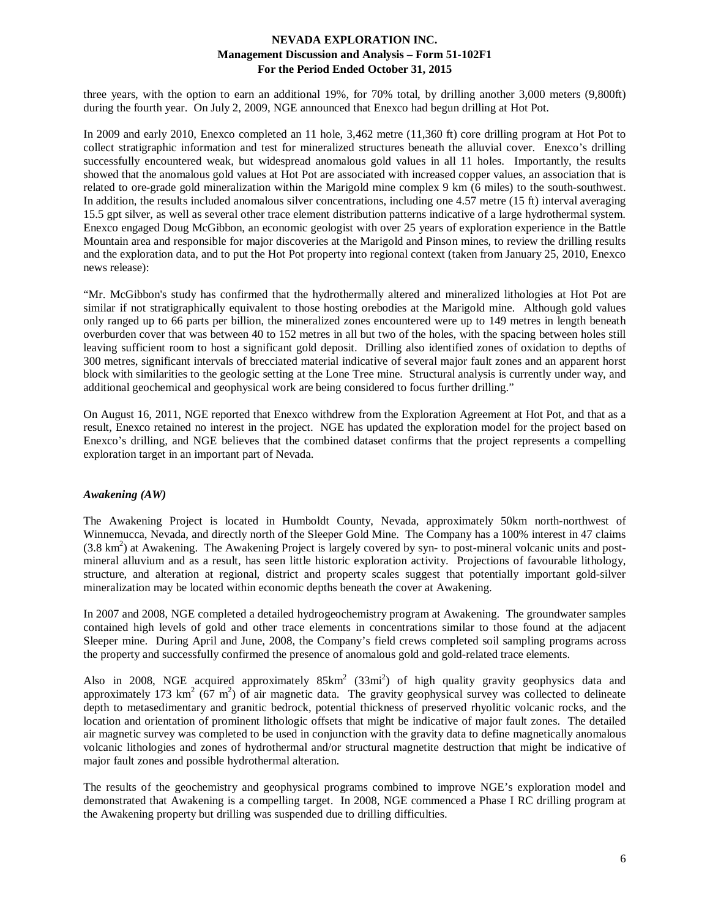three years, with the option to earn an additional 19%, for 70% total, by drilling another 3,000 meters (9,800ft) during the fourth year. On July 2, 2009, NGE announced that Enexco had begun drilling at Hot Pot.

In 2009 and early 2010, Enexco completed an 11 hole, 3,462 metre (11,360 ft) core drilling program at Hot Pot to collect stratigraphic information and test for mineralized structures beneath the alluvial cover. Enexco's drilling successfully encountered weak, but widespread anomalous gold values in all 11 holes. Importantly, the results showed that the anomalous gold values at Hot Pot are associated with increased copper values, an association that is related to ore-grade gold mineralization within the Marigold mine complex 9 km (6 miles) to the south-southwest. In addition, the results included anomalous silver concentrations, including one 4.57 metre (15 ft) interval averaging 15.5 gpt silver, as well as several other trace element distribution patterns indicative of a large hydrothermal system. Enexco engaged Doug McGibbon, an economic geologist with over 25 years of exploration experience in the Battle Mountain area and responsible for major discoveries at the Marigold and Pinson mines, to review the drilling results and the exploration data, and to put the Hot Pot property into regional context (taken from January 25, 2010, Enexco news release):

"Mr. McGibbon's study has confirmed that the hydrothermally altered and mineralized lithologies at Hot Pot are similar if not stratigraphically equivalent to those hosting orebodies at the Marigold mine. Although gold values only ranged up to 66 parts per billion, the mineralized zones encountered were up to 149 metres in length beneath overburden cover that was between 40 to 152 metres in all but two of the holes, with the spacing between holes still leaving sufficient room to host a significant gold deposit. Drilling also identified zones of oxidation to depths of 300 metres, significant intervals of brecciated material indicative of several major fault zones and an apparent horst block with similarities to the geologic setting at the Lone Tree mine. Structural analysis is currently under way, and additional geochemical and geophysical work are being considered to focus further drilling."

On August 16, 2011, NGE reported that Enexco withdrew from the Exploration Agreement at Hot Pot, and that as a result, Enexco retained no interest in the project. NGE has updated the exploration model for the project based on Enexco's drilling, and NGE believes that the combined dataset confirms that the project represents a compelling exploration target in an important part of Nevada.

### *Awakening (AW)*

The Awakening Project is located in Humboldt County, Nevada, approximately 50km north-northwest of Winnemucca, Nevada, and directly north of the Sleeper Gold Mine. The Company has a 100% interest in 47 claims (3.8 $km^2$) at Awakening. The Awakening Project is largely covered by syn- to post-mineral volcanic units and post-mineral alluvium and as a result, has seen little historic exploration activity. Projections of favourable lithology, structure, and alteration at regional, district and property scales suggest that potentially important gold-silver mineralization may be located within economic depths beneath the cover at Awakening.

In 2007 and 2008, NGE completed a detailed hydrogeochemistry program at Awakening. The groundwater samples contained high levels of gold and other trace elements in concentrations similar to those found at the adjacent Sleeper mine. During April and June, 2008, the Company's field crews completed soil sampling programs across the property and successfully confirmed the presence of anomalous gold and gold-related trace elements.

Also in 2008, NGE acquired approximately 85$km^2$ (33$mi^2$) of high quality gravity geophysics data and approximately 173 $km^2$ (67 $m^2$) of air magnetic data. The gravity geophysical survey was collected to delineate depth to metasedimentary and granitic bedrock, potential thickness of preserved rhyolitic volcanic rocks, and the location and orientation of prominent lithologic offsets that might be indicative of major fault zones. The detailed air magnetic survey was completed to be used in conjunction with the gravity data to define magnetically anomalous volcanic lithologies and zones of hydrothermal and/or structural magnetite destruction that might be indicative of major fault zones and possible hydrothermal alteration.

The results of the geochemistry and geophysical programs combined to improve NGE's exploration model and demonstrated that Awakening is a compelling target. In 2008, NGE commenced a Phase I RC drilling program at the Awakening property but drilling was suspended due to drilling difficulties.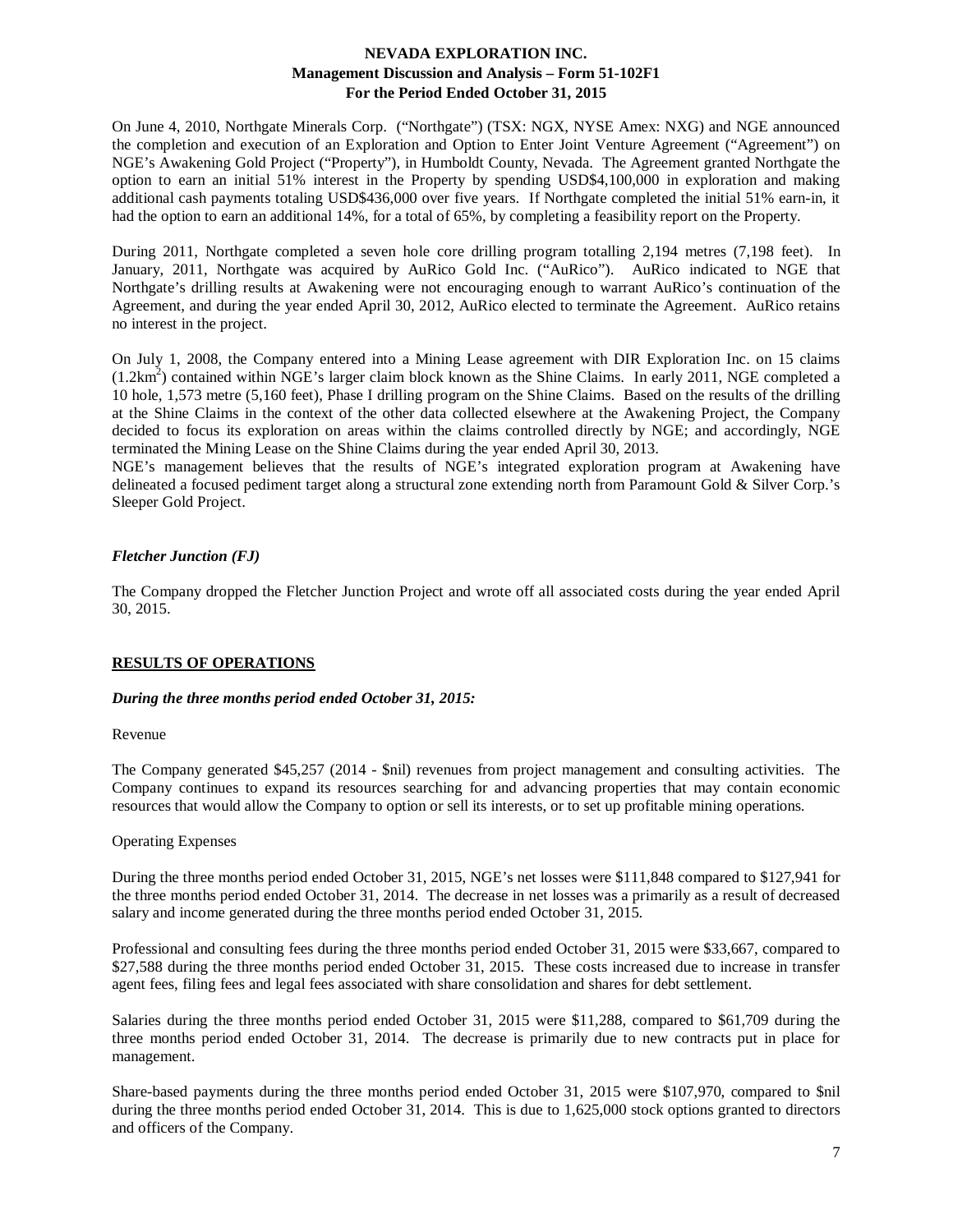On June 4, 2010, Northgate Minerals Corp. ("Northgate") (TSX: NGX, NYSE Amex: NXG) and NGE announced the completion and execution of an Exploration and Option to Enter Joint Venture Agreement ("Agreement") on NGE's Awakening Gold Project ("Property"), in Humboldt County, Nevada. The Agreement granted Northgate the option to earn an initial 51% interest in the Property by spending USD$4,100,000 in exploration and making additional cash payments totaling USD$436,000 over five years. If Northgate completed the initial 51% earn-in, it had the option to earn an additional 14%, for a total of 65%, by completing a feasibility report on the Property.

During 2011, Northgate completed a seven hole core drilling program totalling 2,194 metres (7,198 feet). In January, 2011, Northgate was acquired by AuRico Gold Inc. ("AuRico"). AuRico indicated to NGE that Northgate's drilling results at Awakening were not encouraging enough to warrant AuRico's continuation of the Agreement, and during the year ended April 30, 2012, AuRico elected to terminate the Agreement. AuRico retains no interest in the project.

On July 1, 2008, the Company entered into a Mining Lease agreement with DIR Exploration Inc. on 15 claims ($1.2km^2$) contained within NGE's larger claim block known as the Shine Claims. In early 2011, NGE completed a 10 hole, 1,573 metre (5,160 feet), Phase I drilling program on the Shine Claims. Based on the results of the drilling at the Shine Claims in the context of the other data collected elsewhere at the Awakening Project, the Company decided to focus its exploration on areas within the claims controlled directly by NGE; and accordingly, NGE terminated the Mining Lease on the Shine Claims during the year ended April 30, 2013.

NGE's management believes that the results of NGE's integrated exploration program at Awakening have delineated a focused pediment target along a structural zone extending north from Paramount Gold & Silver Corp.'s Sleeper Gold Project.

### *Fletcher Junction (FJ)*

The Company dropped the Fletcher Junction Project and wrote off all associated costs during the year ended April 30, 2015.

## RESULTS OF OPERATIONS

### *During the three months period ended October 31, 2015:*

Revenue

The Company generated $45,257 (2014 - $nil) revenues from project management and consulting activities. The Company continues to expand its resources searching for and advancing properties that may contain economic resources that would allow the Company to option or sell its interests, or to set up profitable mining operations.

Operating Expenses

During the three months period ended October 31, 2015, NGE's net losses were $111,848 compared to $127,941 for the three months period ended October 31, 2014. The decrease in net losses was a primarily as a result of decreased salary and income generated during the three months period ended October 31, 2015.

Professional and consulting fees during the three months period ended October 31, 2015 were $33,667, compared to $27,588 during the three months period ended October 31, 2015. These costs increased due to increase in transfer agent fees, filing fees and legal fees associated with share consolidation and shares for debt settlement.

Salaries during the three months period ended October 31, 2015 were $11,288, compared to $61,709 during the three months period ended October 31, 2014. The decrease is primarily due to new contracts put in place for management.

Share-based payments during the three months period ended October 31, 2015 were $107,970, compared to $nil during the three months period ended October 31, 2014. This is due to 1,625,000 stock options granted to directors and officers of the Company.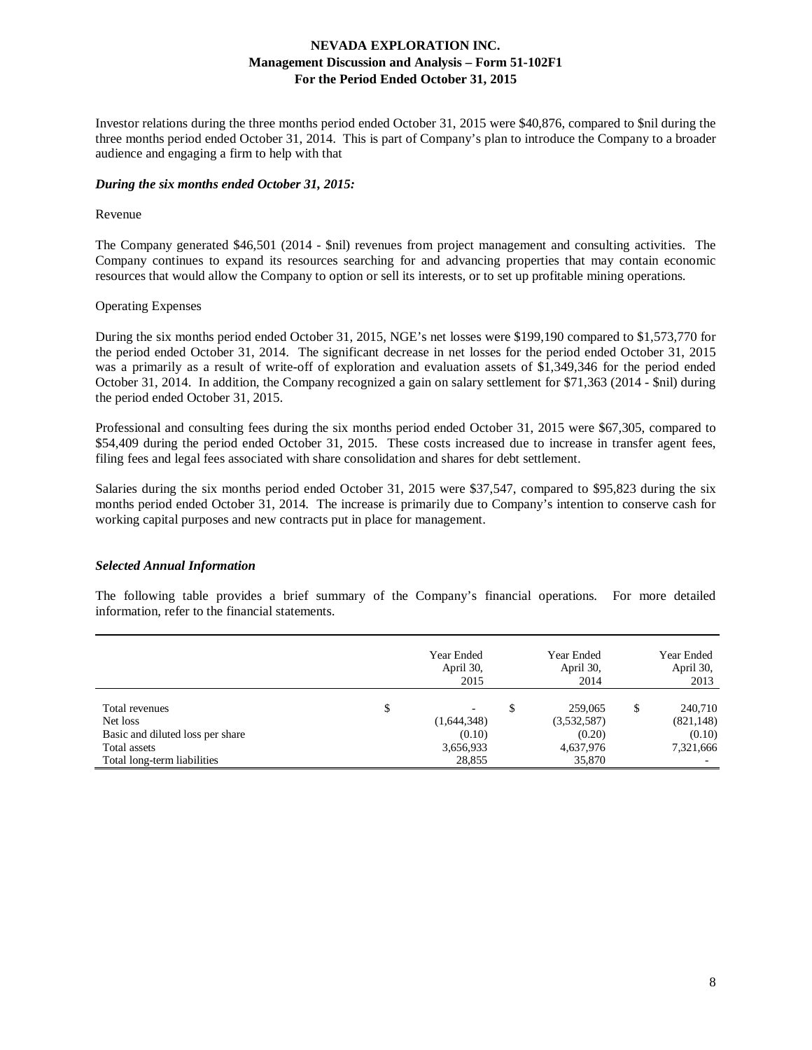Investor relations during the three months period ended October 31, 2015 were $40,876, compared to $nil during the three months period ended October 31, 2014. This is part of Company's plan to introduce the Company to a broader audience and engaging a firm to help with that

***During the six months ended October 31, 2015:***

Revenue

The Company generated $46,501 (2014 - $nil) revenues from project management and consulting activities. The Company continues to expand its resources searching for and advancing properties that may contain economic resources that would allow the Company to option or sell its interests, or to set up profitable mining operations.

Operating Expenses

During the six months period ended October 31, 2015, NGE's net losses were $199,190 compared to $1,573,770 for the period ended October 31, 2014. The significant decrease in net losses for the period ended October 31, 2015 was a primarily as a result of write-off of exploration and evaluation assets of $1,349,346 for the period ended October 31, 2014. In addition, the Company recognized a gain on salary settlement for $71,363 (2014 - $nil) during the period ended October 31, 2015.

Professional and consulting fees during the six months period ended October 31, 2015 were $67,305, compared to $54,409 during the period ended October 31, 2015. These costs increased due to increase in transfer agent fees, filing fees and legal fees associated with share consolidation and shares for debt settlement.

Salaries during the six months period ended October 31, 2015 were $37,547, compared to $95,823 during the six months period ended October 31, 2014. The increase is primarily due to Company's intention to conserve cash for working capital purposes and new contracts put in place for management.

***Selected Annual Information***

The following table provides a brief summary of the Company's financial operations. For more detailed information, refer to the financial statements.

| | Year Ended April 30, 2015 | Year Ended April 30, 2014 | Year Ended April 30, 2013 |
|---|---|---|---|
| Total revenues | $ - | $ 259,065 | $ 240,710 |
| Net loss | (1,644,348) | (3,532,587) | (821,148) |
| Basic and diluted loss per share | (0.10) | (0.20) | (0.10) |
| Total assets | 3,656,933 | 4,637,976 | 7,321,666 |
| Total long-term liabilities | 28,855 | 35,870 | - |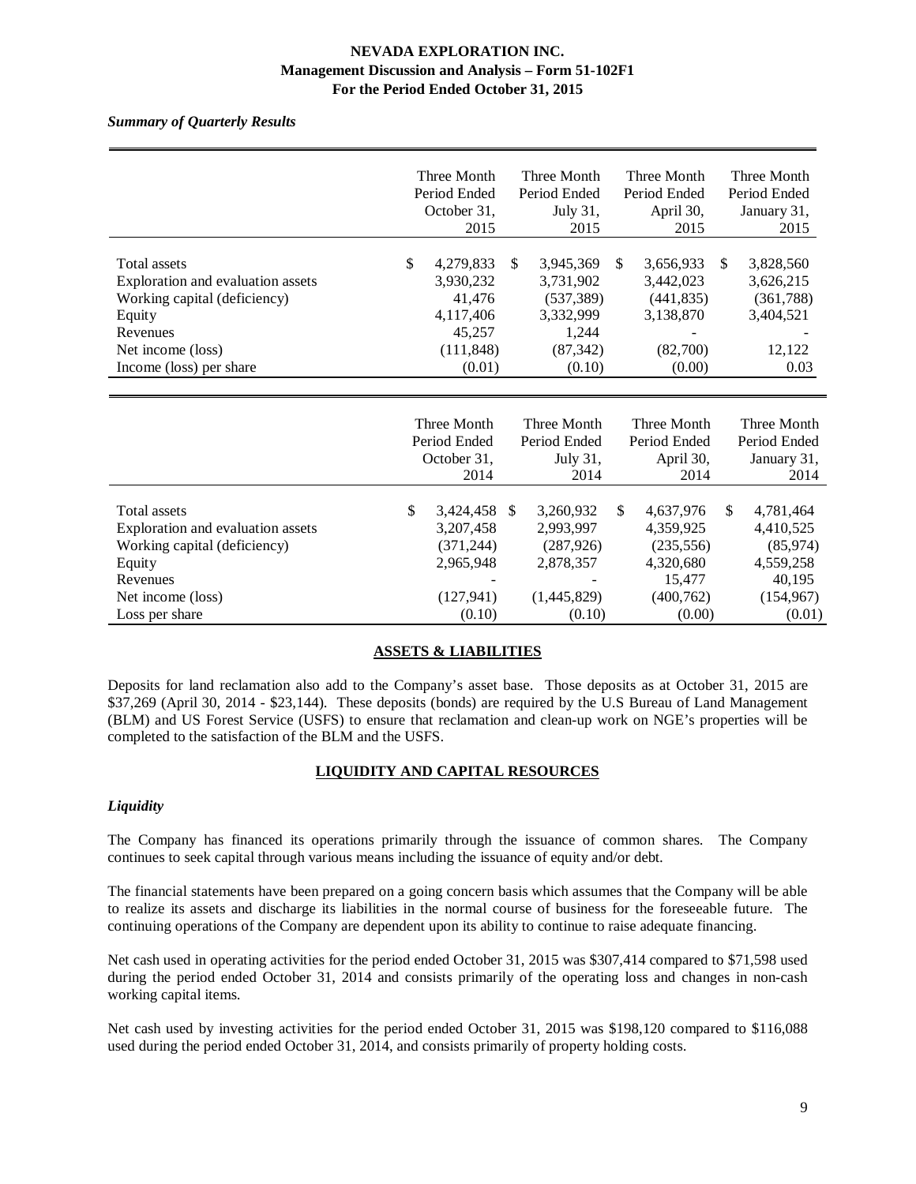*Summary of Quarterly Results*

| | Three Month Period Ended October 31, 2015 | Three Month Period Ended July 31, 2015 | Three Month Period Ended April 30, 2015 | Three Month Period Ended January 31, 2015 |
|---|---|---|---|---|
| Total assets | $ 4,279,833 | $ 3,945,369 | $ 3,656,933 | $ 3,828,560 |
| Exploration and evaluation assets | 3,930,232 | 3,731,902 | 3,442,023 | 3,626,215 |
| Working capital (deficiency) | 41,476 | (537,389) | (441,835) | (361,788) |
| Equity | 4,117,406 | 3,332,999 | 3,138,870 | 3,404,521 |
| Revenues | 45,257 | 1,244 | - | - |
| Net income (loss) | (111,848) | (87,342) | (82,700) | 12,122 |
| Income (loss) per share | (0.01) | (0.10) | (0.00) | 0.03 |

| | Three Month Period Ended October 31, 2014 | Three Month Period Ended July 31, 2014 | Three Month Period Ended April 30, 2014 | Three Month Period Ended January 31, 2014 |
|---|---|---|---|---|
| Total assets | $ 3,424,458 | $ 3,260,932 | $ 4,637,976 | $ 4,781,464 |
| Exploration and evaluation assets | 3,207,458 | 2,993,997 | 4,359,925 | 4,410,525 |
| Working capital (deficiency) | (371,244) | (287,926) | (235,556) | (85,974) |
| Equity | 2,965,948 | 2,878,357 | 4,320,680 | 4,559,258 |
| Revenues | - | - | 15,477 | 40,195 |
| Net income (loss) | (127,941) | (1,445,829) | (400,762) | (154,967) |
| Loss per share | (0.10) | (0.10) | (0.00) | (0.01) |

## ASSETS & LIABILITIES

Deposits for land reclamation also add to the Company's asset base. Those deposits as at October 31, 2015 are \$37,269 (April 30, 2014 - \$23,144). These deposits (bonds) are required by the U.S Bureau of Land Management (BLM) and US Forest Service (USFS) to ensure that reclamation and clean-up work on NGE's properties will be completed to the satisfaction of the BLM and the USFS.

## LIQUIDITY AND CAPITAL RESOURCES

### *Liquidity*

The Company has financed its operations primarily through the issuance of common shares. The Company continues to seek capital through various means including the issuance of equity and/or debt.

The financial statements have been prepared on a going concern basis which assumes that the Company will be able to realize its assets and discharge its liabilities in the normal course of business for the foreseeable future. The continuing operations of the Company are dependent upon its ability to continue to raise adequate financing.

Net cash used in operating activities for the period ended October 31, 2015 was \$307,414 compared to \$71,598 used during the period ended October 31, 2014 and consists primarily of the operating loss and changes in non-cash working capital items.

Net cash used by investing activities for the period ended October 31, 2015 was \$198,120 compared to \$116,088 used during the period ended October 31, 2014, and consists primarily of property holding costs.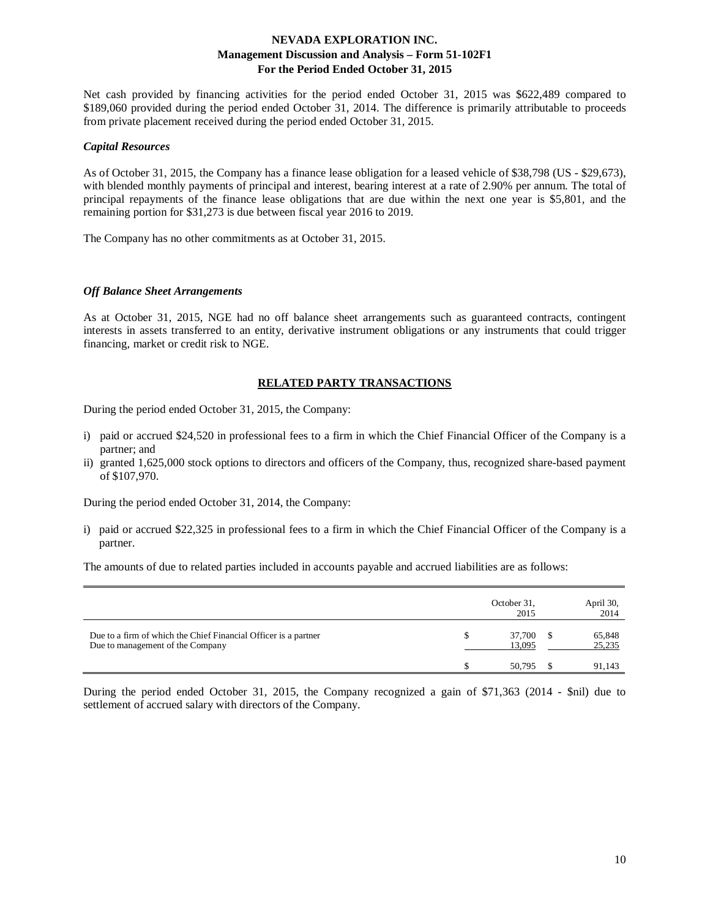Net cash provided by financing activities for the period ended October 31, 2015 was $622,489 compared to $189,060 provided during the period ended October 31, 2014. The difference is primarily attributable to proceeds from private placement received during the period ended October 31, 2015.

### *Capital Resources*

As of October 31, 2015, the Company has a finance lease obligation for a leased vehicle of $38,798 (US - $29,673), with blended monthly payments of principal and interest, bearing interest at a rate of 2.90% per annum. The total of principal repayments of the finance lease obligations that are due within the next one year is $5,801, and the remaining portion for $31,273 is due between fiscal year 2016 to 2019.

The Company has no other commitments as at October 31, 2015.

### *Off Balance Sheet Arrangements*

As at October 31, 2015, NGE had no off balance sheet arrangements such as guaranteed contracts, contingent interests in assets transferred to an entity, derivative instrument obligations or any instruments that could trigger financing, market or credit risk to NGE.

## RELATED PARTY TRANSACTIONS

During the period ended October 31, 2015, the Company:

i) paid or accrued $24,520 in professional fees to a firm in which the Chief Financial Officer of the Company is a partner; and
ii) granted 1,625,000 stock options to directors and officers of the Company, thus, recognized share-based payment of $107,970.

During the period ended October 31, 2014, the Company:

i) paid or accrued $22,325 in professional fees to a firm in which the Chief Financial Officer of the Company is a partner.

The amounts of due to related parties included in accounts payable and accrued liabilities are as follows:

| | October 31, 2015 | April 30, 2014 |
|---|---|---|
| Due to a firm of which the Chief Financial Officer is a partner | $ 37,700 | $ 65,848 |
| Due to management of the Company | 13,095 | 25,235 |
| | $ 50,795 | $ 91,143 |

During the period ended October 31, 2015, the Company recognized a gain of $71,363 (2014 - $nil) due to settlement of accrued salary with directors of the Company.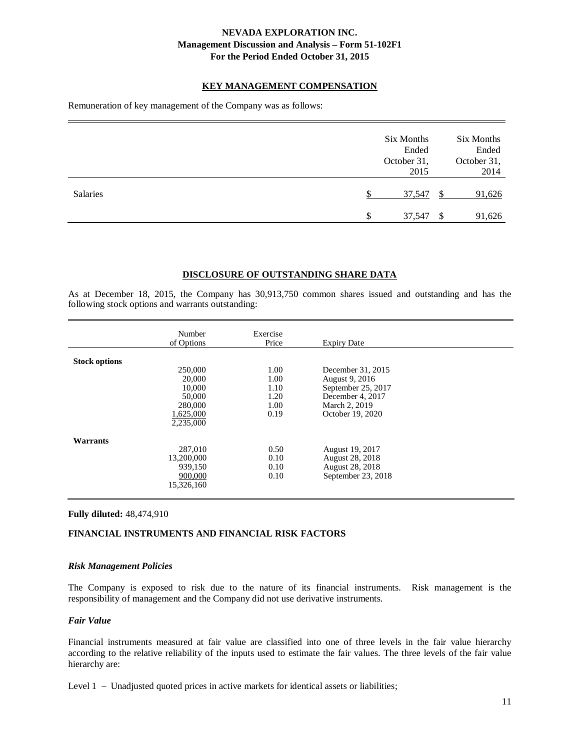## KEY MANAGEMENT COMPENSATION

Remuneration of key management of the Company was as follows:

| | Six Months Ended October 31, 2015 | Six Months Ended October 31, 2014 |
|---|---|---|
| Salaries | $ 37,547 | $ 91,626 |
| | $ 37,547 | $ 91,626 |

## DISCLOSURE OF OUTSTANDING SHARE DATA

As at December 18, 2015, the Company has 30,913,750 common shares issued and outstanding and has the following stock options and warrants outstanding:

| | Number of Options | Exercise Price | Expiry Date |
|---|---|---|---|
| **Stock options** | | | |
| | 250,000 | 1.00 | December 31, 2015 |
| | 20,000 | 1.00 | August 9, 2016 |
| | 10,000 | 1.10 | September 25, 2017 |
| | 50,000 | 1.20 | December 4, 2017 |
| | 280,000 | 1.00 | March 2, 2019 |
| | 1,625,000 | 0.19 | October 19, 2020 |
| | 2,235,000 | | |
| **Warrants** | | | |
| | 287,010 | 0.50 | August 19, 2017 |
| | 13,200,000 | 0.10 | August 28, 2018 |
| | 939,150 | 0.10 | August 28, 2018 |
| | 900,000 | 0.10 | September 23, 2018 |
| | 15,326,160 | | |

**Fully diluted:** 48,474,910

## FINANCIAL INSTRUMENTS AND FINANCIAL RISK FACTORS

### *Risk Management Policies*

The Company is exposed to risk due to the nature of its financial instruments. Risk management is the responsibility of management and the Company did not use derivative instruments.

### *Fair Value*

Financial instruments measured at fair value are classified into one of three levels in the fair value hierarchy according to the relative reliability of the inputs used to estimate the fair values. The three levels of the fair value hierarchy are:

Level 1 – Unadjusted quoted prices in active markets for identical assets or liabilities;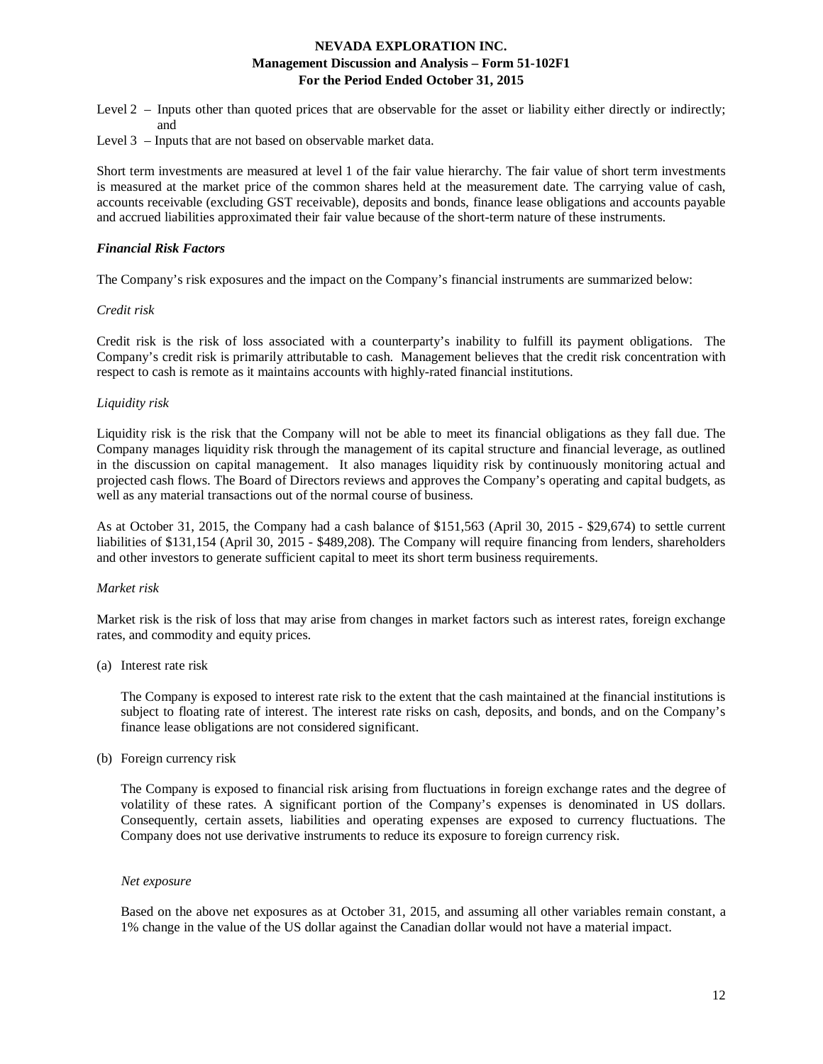Level 2 – Inputs other than quoted prices that are observable for the asset or liability either directly or indirectly; and

Level 3 – Inputs that are not based on observable market data.

Short term investments are measured at level 1 of the fair value hierarchy. The fair value of short term investments is measured at the market price of the common shares held at the measurement date. The carrying value of cash, accounts receivable (excluding GST receivable), deposits and bonds, finance lease obligations and accounts payable and accrued liabilities approximated their fair value because of the short-term nature of these instruments.

***Financial Risk Factors***

The Company's risk exposures and the impact on the Company's financial instruments are summarized below:

*Credit risk*

Credit risk is the risk of loss associated with a counterparty's inability to fulfill its payment obligations. The Company's credit risk is primarily attributable to cash. Management believes that the credit risk concentration with respect to cash is remote as it maintains accounts with highly-rated financial institutions.

*Liquidity risk*

Liquidity risk is the risk that the Company will not be able to meet its financial obligations as they fall due. The Company manages liquidity risk through the management of its capital structure and financial leverage, as outlined in the discussion on capital management. It also manages liquidity risk by continuously monitoring actual and projected cash flows. The Board of Directors reviews and approves the Company's operating and capital budgets, as well as any material transactions out of the normal course of business.

As at October 31, 2015, the Company had a cash balance of $151,563 (April 30, 2015 - $29,674) to settle current liabilities of $131,154 (April 30, 2015 - $489,208). The Company will require financing from lenders, shareholders and other investors to generate sufficient capital to meet its short term business requirements.

*Market risk*

Market risk is the risk of loss that may arise from changes in market factors such as interest rates, foreign exchange rates, and commodity and equity prices.

(a) Interest rate risk

The Company is exposed to interest rate risk to the extent that the cash maintained at the financial institutions is subject to floating rate of interest. The interest rate risks on cash, deposits, and bonds, and on the Company's finance lease obligations are not considered significant.

(b) Foreign currency risk

The Company is exposed to financial risk arising from fluctuations in foreign exchange rates and the degree of volatility of these rates. A significant portion of the Company's expenses is denominated in US dollars. Consequently, certain assets, liabilities and operating expenses are exposed to currency fluctuations. The Company does not use derivative instruments to reduce its exposure to foreign currency risk.

*Net exposure*

Based on the above net exposures as at October 31, 2015, and assuming all other variables remain constant, a 1% change in the value of the US dollar against the Canadian dollar would not have a material impact.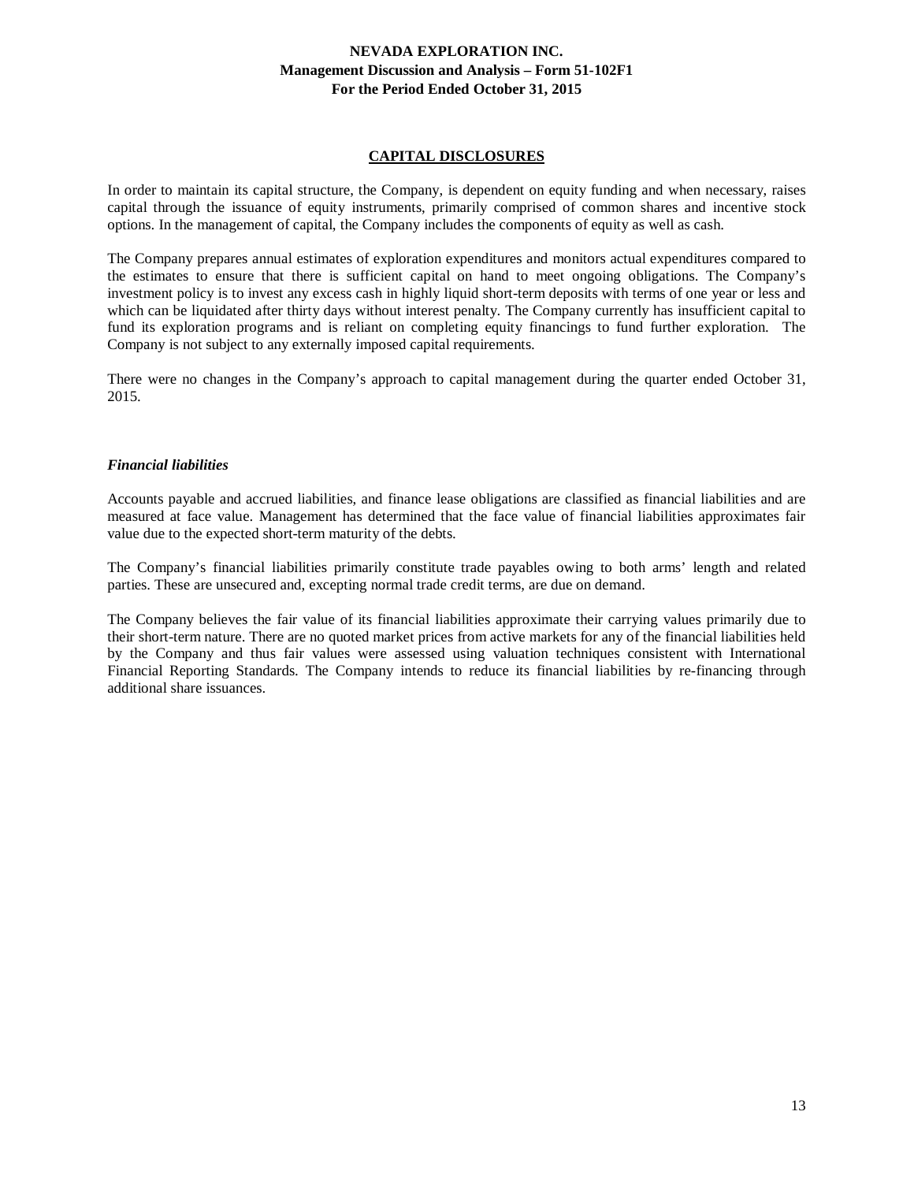## CAPITAL DISCLOSURES

In order to maintain its capital structure, the Company, is dependent on equity funding and when necessary, raises capital through the issuance of equity instruments, primarily comprised of common shares and incentive stock options. In the management of capital, the Company includes the components of equity as well as cash.

The Company prepares annual estimates of exploration expenditures and monitors actual expenditures compared to the estimates to ensure that there is sufficient capital on hand to meet ongoing obligations. The Company's investment policy is to invest any excess cash in highly liquid short-term deposits with terms of one year or less and which can be liquidated after thirty days without interest penalty. The Company currently has insufficient capital to fund its exploration programs and is reliant on completing equity financings to fund further exploration. The Company is not subject to any externally imposed capital requirements.

There were no changes in the Company's approach to capital management during the quarter ended October 31, 2015.

### *Financial liabilities*

Accounts payable and accrued liabilities, and finance lease obligations are classified as financial liabilities and are measured at face value. Management has determined that the face value of financial liabilities approximates fair value due to the expected short-term maturity of the debts.

The Company's financial liabilities primarily constitute trade payables owing to both arms' length and related parties. These are unsecured and, excepting normal trade credit terms, are due on demand.

The Company believes the fair value of its financial liabilities approximate their carrying values primarily due to their short-term nature. There are no quoted market prices from active markets for any of the financial liabilities held by the Company and thus fair values were assessed using valuation techniques consistent with International Financial Reporting Standards. The Company intends to reduce its financial liabilities by re-financing through additional share issuances.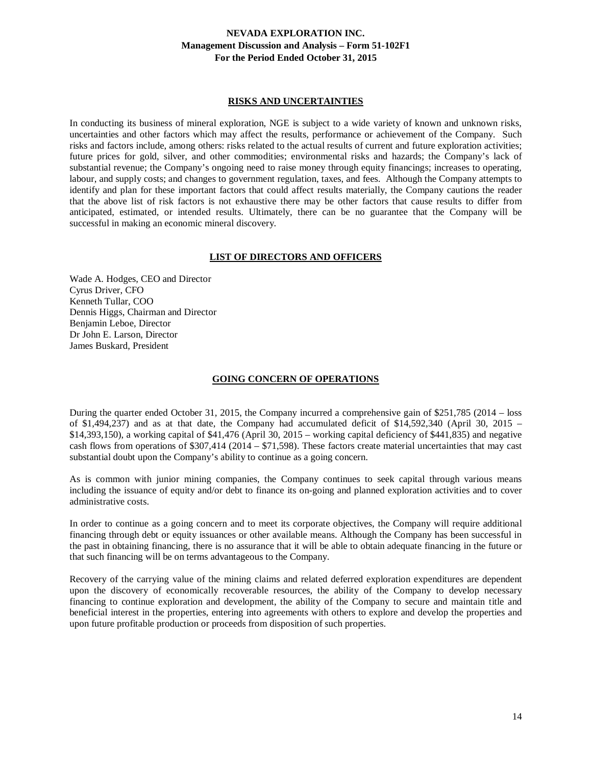## RISKS AND UNCERTAINTIES

In conducting its business of mineral exploration, NGE is subject to a wide variety of known and unknown risks, uncertainties and other factors which may affect the results, performance or achievement of the Company. Such risks and factors include, among others: risks related to the actual results of current and future exploration activities; future prices for gold, silver, and other commodities; environmental risks and hazards; the Company's lack of substantial revenue; the Company's ongoing need to raise money through equity financings; increases to operating, labour, and supply costs; and changes to government regulation, taxes, and fees. Although the Company attempts to identify and plan for these important factors that could affect results materially, the Company cautions the reader that the above list of risk factors is not exhaustive there may be other factors that cause results to differ from anticipated, estimated, or intended results. Ultimately, there can be no guarantee that the Company will be successful in making an economic mineral discovery.

## LIST OF DIRECTORS AND OFFICERS

Wade A. Hodges, CEO and Director
Cyrus Driver, CFO
Kenneth Tullar, COO
Dennis Higgs, Chairman and Director
Benjamin Leboe, Director
Dr John E. Larson, Director
James Buskard, President

## GOING CONCERN OF OPERATIONS

During the quarter ended October 31, 2015, the Company incurred a comprehensive gain of $251,785 (2014 – loss of $1,494,237) and as at that date, the Company had accumulated deficit of $14,592,340 (April 30, 2015 – $14,393,150), a working capital of $41,476 (April 30, 2015 – working capital deficiency of $441,835) and negative cash flows from operations of $307,414 (2014 – $71,598). These factors create material uncertainties that may cast substantial doubt upon the Company's ability to continue as a going concern.

As is common with junior mining companies, the Company continues to seek capital through various means including the issuance of equity and/or debt to finance its on-going and planned exploration activities and to cover administrative costs.

In order to continue as a going concern and to meet its corporate objectives, the Company will require additional financing through debt or equity issuances or other available means. Although the Company has been successful in the past in obtaining financing, there is no assurance that it will be able to obtain adequate financing in the future or that such financing will be on terms advantageous to the Company.

Recovery of the carrying value of the mining claims and related deferred exploration expenditures are dependent upon the discovery of economically recoverable resources, the ability of the Company to develop necessary financing to continue exploration and development, the ability of the Company to secure and maintain title and beneficial interest in the properties, entering into agreements with others to explore and develop the properties and upon future profitable production or proceeds from disposition of such properties.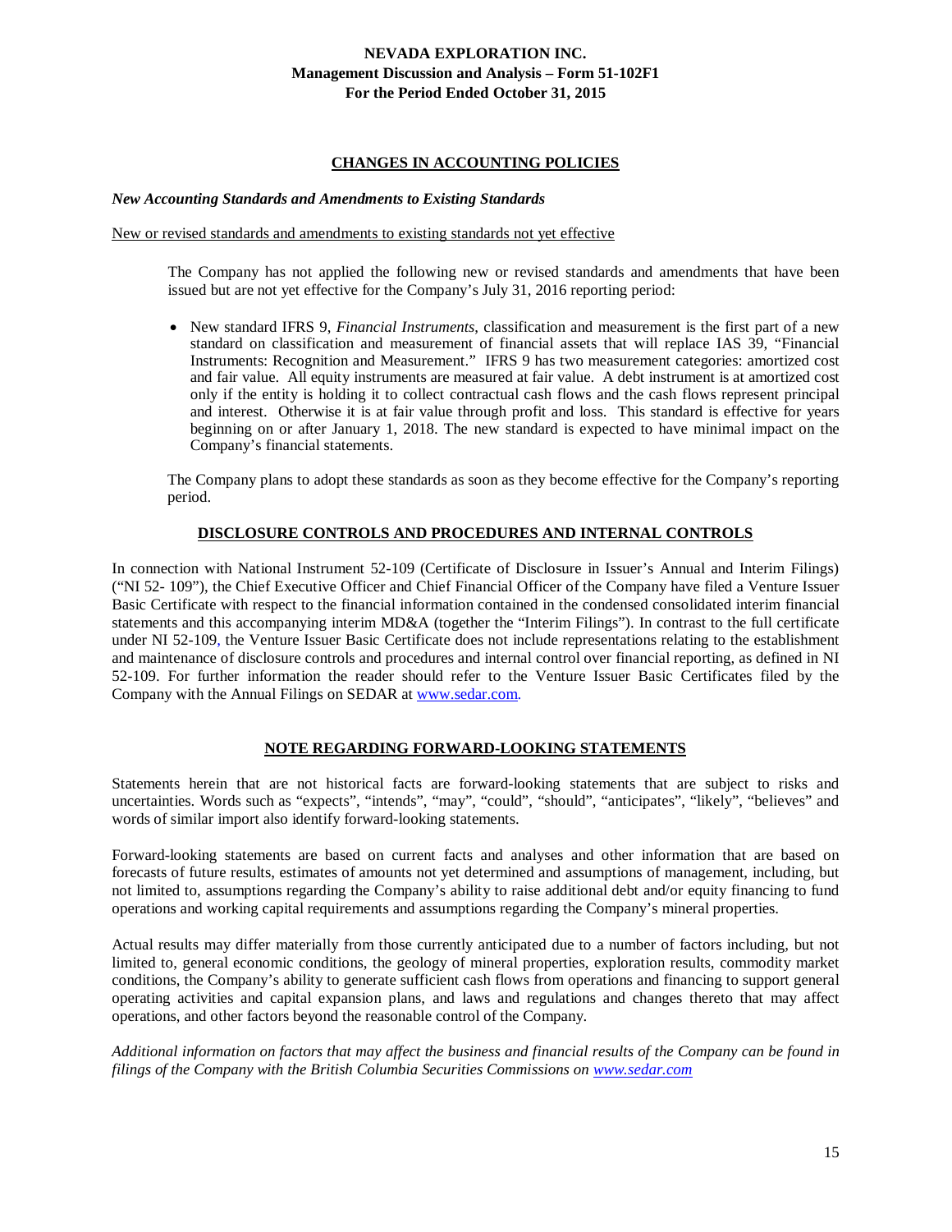## CHANGES IN ACCOUNTING POLICIES

### *New Accounting Standards and Amendments to Existing Standards*

New or revised standards and amendments to existing standards not yet effective

The Company has not applied the following new or revised standards and amendments that have been issued but are not yet effective for the Company's July 31, 2016 reporting period:

- New standard IFRS 9, *Financial Instruments*, classification and measurement is the first part of a new standard on classification and measurement of financial assets that will replace IAS 39, "Financial Instruments: Recognition and Measurement." IFRS 9 has two measurement categories: amortized cost and fair value. All equity instruments are measured at fair value. A debt instrument is at amortized cost only if the entity is holding it to collect contractual cash flows and the cash flows represent principal and interest. Otherwise it is at fair value through profit and loss. This standard is effective for years beginning on or after January 1, 2018. The new standard is expected to have minimal impact on the Company's financial statements.

The Company plans to adopt these standards as soon as they become effective for the Company's reporting period.

## DISCLOSURE CONTROLS AND PROCEDURES AND INTERNAL CONTROLS

In connection with National Instrument 52-109 (Certificate of Disclosure in Issuer's Annual and Interim Filings) ("NI 52- 109"), the Chief Executive Officer and Chief Financial Officer of the Company have filed a Venture Issuer Basic Certificate with respect to the financial information contained in the condensed consolidated interim financial statements and this accompanying interim MD&A (together the "Interim Filings"). In contrast to the full certificate under NI 52-109, the Venture Issuer Basic Certificate does not include representations relating to the establishment and maintenance of disclosure controls and procedures and internal control over financial reporting, as defined in NI 52-109. For further information the reader should refer to the Venture Issuer Basic Certificates filed by the Company with the Annual Filings on SEDAR at www.sedar.com.

## NOTE REGARDING FORWARD-LOOKING STATEMENTS

Statements herein that are not historical facts are forward-looking statements that are subject to risks and uncertainties. Words such as "expects", "intends", "may", "could", "should", "anticipates", "likely", "believes" and words of similar import also identify forward-looking statements.

Forward-looking statements are based on current facts and analyses and other information that are based on forecasts of future results, estimates of amounts not yet determined and assumptions of management, including, but not limited to, assumptions regarding the Company's ability to raise additional debt and/or equity financing to fund operations and working capital requirements and assumptions regarding the Company's mineral properties.

Actual results may differ materially from those currently anticipated due to a number of factors including, but not limited to, general economic conditions, the geology of mineral properties, exploration results, commodity market conditions, the Company's ability to generate sufficient cash flows from operations and financing to support general operating activities and capital expansion plans, and laws and regulations and changes thereto that may affect operations, and other factors beyond the reasonable control of the Company.

*Additional information on factors that may affect the business and financial results of the Company can be found in filings of the Company with the British Columbia Securities Commissions on www.sedar.com*